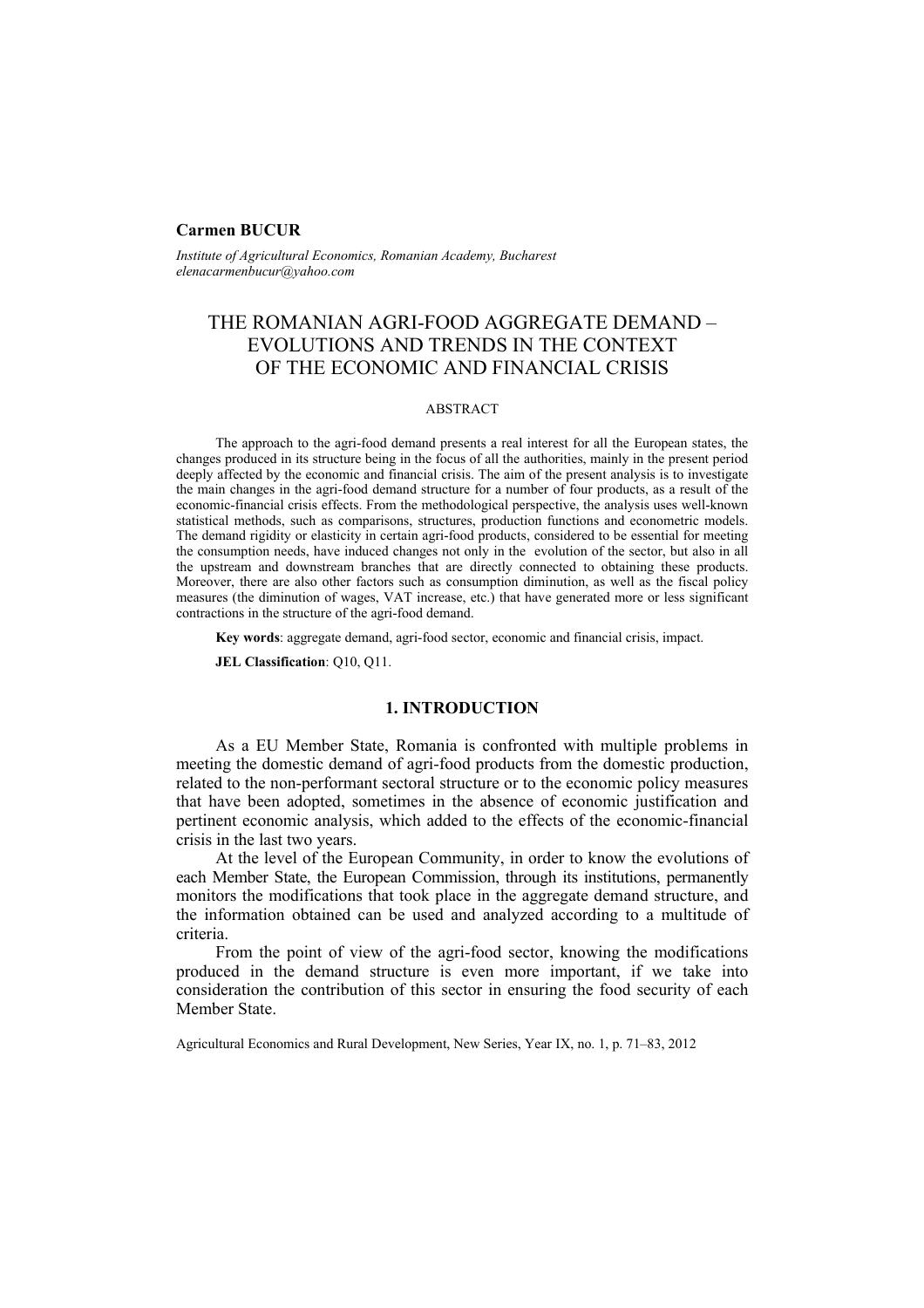**Carmen BUCUR**

*Institute of Agricultural Economics, Romanian Academy, Bucharest*
*elenacarmenbucur@yahoo.com*

# THE ROMANIAN AGRI-FOOD AGGREGATE DEMAND – EVOLUTIONS AND TRENDS IN THE CONTEXT OF THE ECONOMIC AND FINANCIAL CRISIS

ABSTRACT

The approach to the agri-food demand presents a real interest for all the European states, the changes produced in its structure being in the focus of all the authorities, mainly in the present period deeply affected by the economic and financial crisis. The aim of the present analysis is to investigate the main changes in the agri-food demand structure for a number of four products, as a result of the economic-financial crisis effects. From the methodological perspective, the analysis uses well-known statistical methods, such as comparisons, structures, production functions and econometric models. The demand rigidity or elasticity in certain agri-food products, considered to be essential for meeting the consumption needs, have induced changes not only in the evolution of the sector, but also in all the upstream and downstream branches that are directly connected to obtaining these products. Moreover, there are also other factors such as consumption diminution, as well as the fiscal policy measures (the diminution of wages, VAT increase, etc.) that have generated more or less significant contractions in the structure of the agri-food demand.

**Key words**: aggregate demand, agri-food sector, economic and financial crisis, impact.

**JEL Classification**: Q10, Q11.

## 1. INTRODUCTION

As a EU Member State, Romania is confronted with multiple problems in meeting the domestic demand of agri-food products from the domestic production, related to the non-performant sectoral structure or to the economic policy measures that have been adopted, sometimes in the absence of economic justification and pertinent economic analysis, which added to the effects of the economic-financial crisis in the last two years.

At the level of the European Community, in order to know the evolutions of each Member State, the European Commission, through its institutions, permanently monitors the modifications that took place in the aggregate demand structure, and the information obtained can be used and analyzed according to a multitude of criteria.

From the point of view of the agri-food sector, knowing the modifications produced in the demand structure is even more important, if we take into consideration the contribution of this sector in ensuring the food security of each Member State.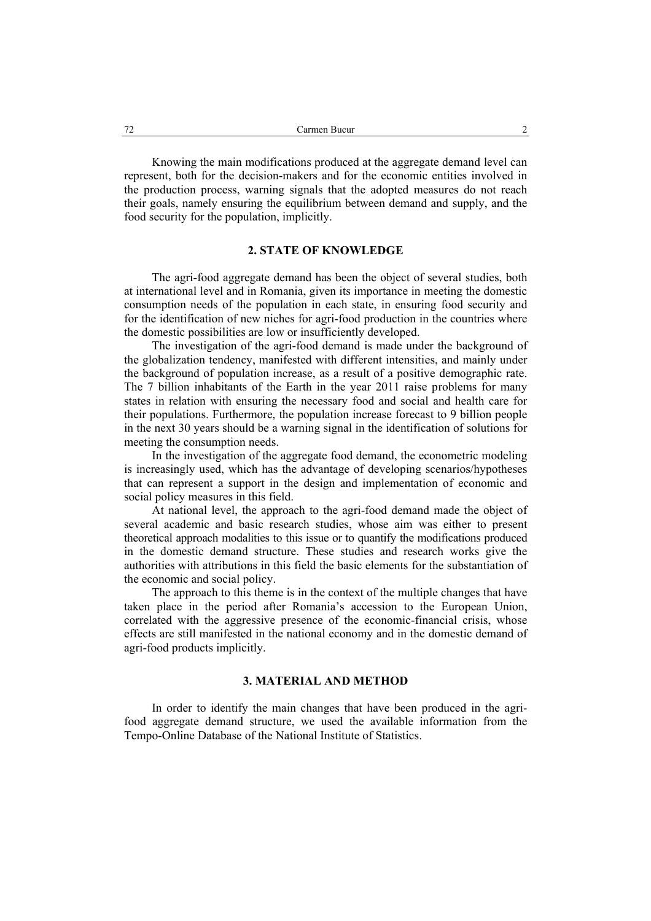Knowing the main modifications produced at the aggregate demand level can represent, both for the decision-makers and for the economic entities involved in the production process, warning signals that the adopted measures do not reach their goals, namely ensuring the equilibrium between demand and supply, and the food security for the population, implicitly.

## 2. STATE OF KNOWLEDGE

The agri-food aggregate demand has been the object of several studies, both at international level and in Romania, given its importance in meeting the domestic consumption needs of the population in each state, in ensuring food security and for the identification of new niches for agri-food production in the countries where the domestic possibilities are low or insufficiently developed.

The investigation of the agri-food demand is made under the background of the globalization tendency, manifested with different intensities, and mainly under the background of population increase, as a result of a positive demographic rate. The 7 billion inhabitants of the Earth in the year 2011 raise problems for many states in relation with ensuring the necessary food and social and health care for their populations. Furthermore, the population increase forecast to 9 billion people in the next 30 years should be a warning signal in the identification of solutions for meeting the consumption needs.

In the investigation of the aggregate food demand, the econometric modeling is increasingly used, which has the advantage of developing scenarios/hypotheses that can represent a support in the design and implementation of economic and social policy measures in this field.

At national level, the approach to the agri-food demand made the object of several academic and basic research studies, whose aim was either to present theoretical approach modalities to this issue or to quantify the modifications produced in the domestic demand structure. These studies and research works give the authorities with attributions in this field the basic elements for the substantiation of the economic and social policy.

The approach to this theme is in the context of the multiple changes that have taken place in the period after Romania's accession to the European Union, correlated with the aggressive presence of the economic-financial crisis, whose effects are still manifested in the national economy and in the domestic demand of agri-food products implicitly.

## 3. MATERIAL AND METHOD

In order to identify the main changes that have been produced in the agri-food aggregate demand structure, we used the available information from the Tempo-Online Database of the National Institute of Statistics.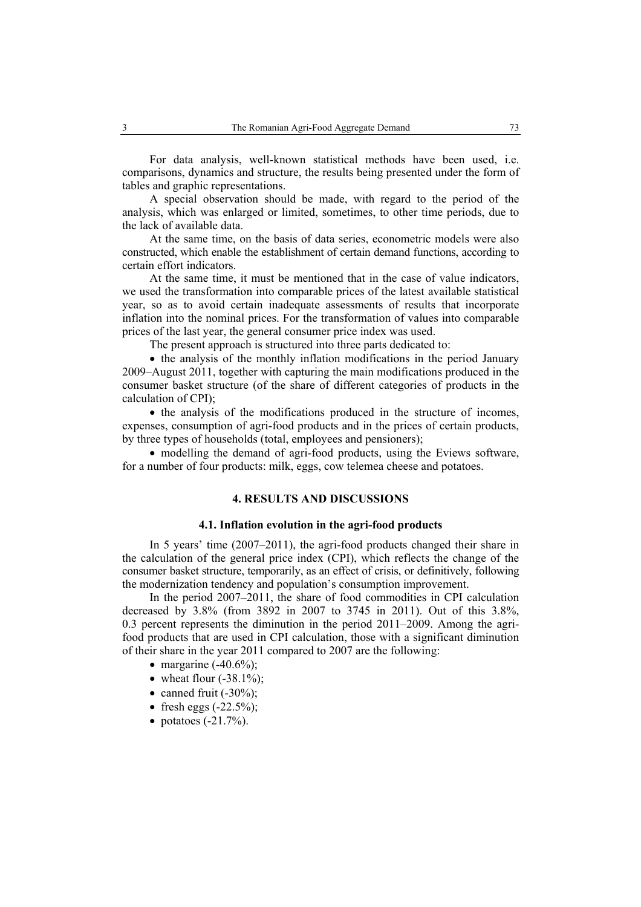For data analysis, well-known statistical methods have been used, i.e. comparisons, dynamics and structure, the results being presented under the form of tables and graphic representations.

A special observation should be made, with regard to the period of the analysis, which was enlarged or limited, sometimes, to other time periods, due to the lack of available data.

At the same time, on the basis of data series, econometric models were also constructed, which enable the establishment of certain demand functions, according to certain effort indicators.

At the same time, it must be mentioned that in the case of value indicators, we used the transformation into comparable prices of the latest available statistical year, so as to avoid certain inadequate assessments of results that incorporate inflation into the nominal prices. For the transformation of values into comparable prices of the last year, the general consumer price index was used.

The present approach is structured into three parts dedicated to:

- the analysis of the monthly inflation modifications in the period January 2009–August 2011, together with capturing the main modifications produced in the consumer basket structure (of the share of different categories of products in the calculation of CPI);
- the analysis of the modifications produced in the structure of incomes, expenses, consumption of agri-food products and in the prices of certain products, by three types of households (total, employees and pensioners);
- modelling the demand of agri-food products, using the Eviews software, for a number of four products: milk, eggs, cow telemea cheese and potatoes.

## 4. RESULTS AND DISCUSSIONS

### 4.1. Inflation evolution in the agri-food products

In 5 years' time (2007–2011), the agri-food products changed their share in the calculation of the general price index (CPI), which reflects the change of the consumer basket structure, temporarily, as an effect of crisis, or definitively, following the modernization tendency and population's consumption improvement.

In the period 2007–2011, the share of food commodities in CPI calculation decreased by 3.8% (from 3892 in 2007 to 3745 in 2011). Out of this 3.8%, 0.3 percent represents the diminution in the period 2011–2009. Among the agri-food products that are used in CPI calculation, those with a significant diminution of their share in the year 2011 compared to 2007 are the following:

- margarine (-40.6%);
- wheat flour (-38.1%);
- canned fruit (-30%);
- fresh eggs (-22.5%);
- potatoes (-21.7%).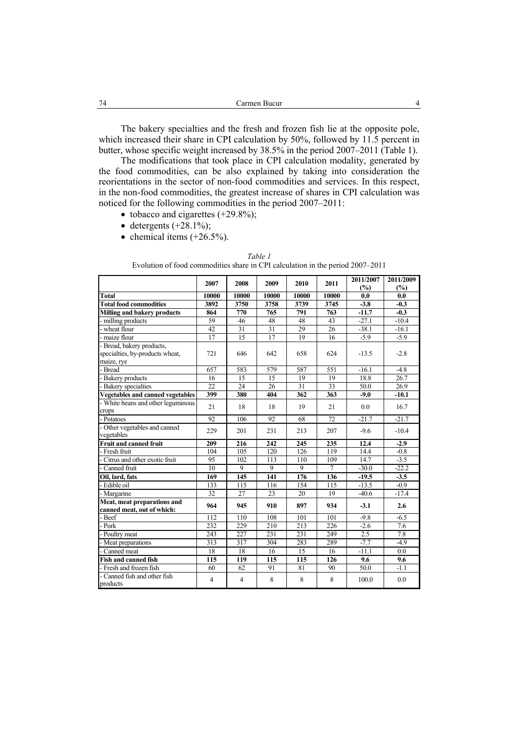The bakery specialties and the fresh and frozen fish lie at the opposite pole, which increased their share in CPI calculation by 50%, followed by 11.5 percent in butter, whose specific weight increased by 38.5% in the period 2007–2011 (Table 1).

The modifications that took place in CPI calculation modality, generated by the food commodities, can be also explained by taking into consideration the reorientations in the sector of non-food commodities and services. In this respect, in the non-food commodities, the greatest increase of shares in CPI calculation was noticed for the following commodities in the period 2007–2011:

- tobacco and cigarettes (+29.8%);
- detergents (+28.1%);
- chemical items (+26.5%).

*Table 1*

Evolution of food commodities share in CPI calculation in the period 2007–2011

| | 2007 | 2008 | 2009 | 2010 | 2011 | 2011/2007 (%) | 2011/2009 (%) |
|---|---|---|---|---|---|---|---|
| **Total** | **10000** | **10000** | **10000** | **10000** | **10000** | **0.0** | **0.0** |
| **Total food commodities** | **3892** | **3750** | **3758** | **3739** | **3745** | **-3.8** | **-0.3** |
| **Milling and bakery products** | **864** | **770** | **765** | **791** | **763** | **-11.7** | **-0.3** |
| - milling products | 59 | 46 | 48 | 48 | 43 | -27.1 | -10.4 |
| - wheat flour | 42 | 31 | 31 | 29 | 26 | -38.1 | -16.1 |
| - maize flour | 17 | 15 | 17 | 19 | 16 | -5.9 | -5.9 |
| - Bread, bakery products, specialties, by-products wheat, maize, rye | 721 | 646 | 642 | 658 | 624 | -13.5 | -2.8 |
| - Bread | 657 | 583 | 579 | 587 | 551 | -16.1 | -4.8 |
| - Bakery products | 16 | 15 | 15 | 19 | 19 | 18.8 | 26.7 |
| - Bakery specialties | 22 | 24 | 26 | 31 | 33 | 50.0 | 26.9 |
| **Vegetables and canned vegetables** | **399** | **380** | **404** | **362** | **363** | **-9.0** | **-10.1** |
| - White beans and other leguminous crops | 21 | 18 | 18 | 19 | 21 | 0.0 | 16.7 |
| - Potatoes | 92 | 106 | 92 | 68 | 72 | -21.7 | -21.7 |
| - Other vegetables and canned vegetables | 229 | 201 | 231 | 213 | 207 | -9.6 | -10.4 |
| **Fruit and canned fruit** | **209** | **216** | **242** | **245** | **235** | **12.4** | **-2.9** |
| - Fresh fruit | 104 | 105 | 120 | 126 | 119 | 14.4 | -0.8 |
| - Citrus and other exotic fruit | 95 | 102 | 113 | 110 | 109 | 14.7 | -3.5 |
| - Canned fruit | 10 | 9 | 9 | 9 | 7 | -30.0 | -22.2 |
| **Oil, lard, fats** | **169** | **145** | **141** | **176** | **136** | **-19.5** | **-3.5** |
| - Edible oil | 133 | 115 | 116 | 154 | 115 | -13.5 | -0.9 |
| - Margarine | 32 | 27 | 23 | 20 | 19 | -40.6 | -17.4 |
| **Meat, meat preparations and canned meat, out of which:** | **964** | **945** | **910** | **897** | **934** | **-3.1** | **2.6** |
| - Beef | 112 | 110 | 108 | 101 | 101 | -9.8 | -6.5 |
| - Pork | 232 | 229 | 210 | 213 | 226 | -2.6 | 7.6 |
| - Poultry meat | 243 | 227 | 231 | 231 | 249 | 2.5 | 7.8 |
| - Meat preparations | 313 | 317 | 304 | 283 | 289 | -7.7 | -4.9 |
| - Canned meat | 18 | 18 | 16 | 15 | 16 | -11.1 | 0.0 |
| **Fish and canned fish** | **115** | **119** | **115** | **115** | **126** | **9.6** | **9.6** |
| - Fresh and frozen fish | 60 | 62 | 91 | 81 | 90 | 50.0 | -1.1 |
| - Canned fish and other fish products | 4 | 4 | 8 | 8 | 8 | 100.0 | 0.0 |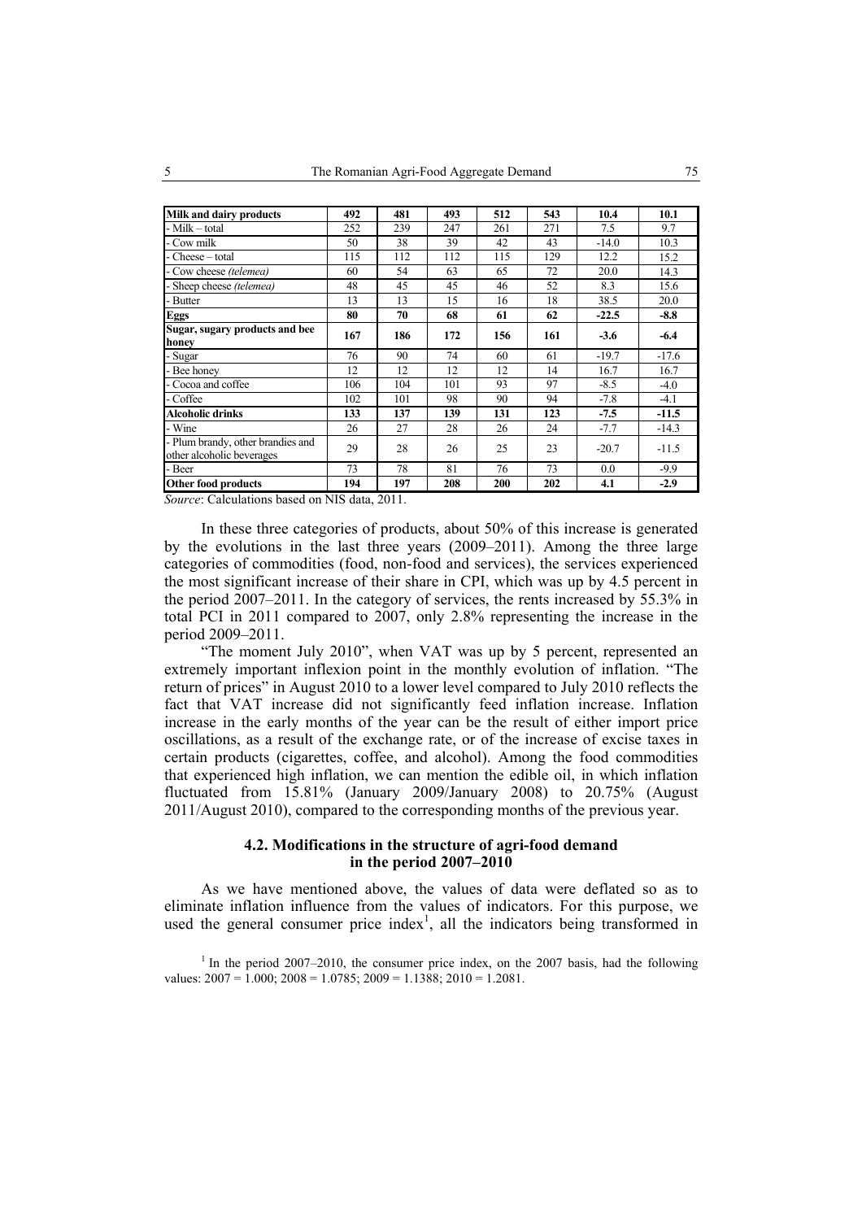| | | | | | | | |
|---|---|---|---|---|---|---|---|
| **Milk and dairy products** | **492** | **481** | **493** | **512** | **543** | **10.4** | **10.1** |
| - Milk – total | 252 | 239 | 247 | 261 | 271 | 7.5 | 9.7 |
| - Cow milk | 50 | 38 | 39 | 42 | 43 | -14.0 | 10.3 |
| - Cheese – total | 115 | 112 | 112 | 115 | 129 | 12.2 | 15.2 |
| - Cow cheese *(telemea)* | 60 | 54 | 63 | 65 | 72 | 20.0 | 14.3 |
| - Sheep cheese *(telemea)* | 48 | 45 | 45 | 46 | 52 | 8.3 | 15.6 |
| - Butter | 13 | 13 | 15 | 16 | 18 | 38.5 | 20.0 |
| **Eggs** | **80** | **70** | **68** | **61** | **62** | **-22.5** | **-8.8** |
| **Sugar, sugary products and bee honey** | **167** | **186** | **172** | **156** | **161** | **-3.6** | **-6.4** |
| - Sugar | 76 | 90 | 74 | 60 | 61 | -19.7 | -17.6 |
| - Bee honey | 12 | 12 | 12 | 12 | 14 | 16.7 | 16.7 |
| - Cocoa and coffee | 106 | 104 | 101 | 93 | 97 | -8.5 | -4.0 |
| - Coffee | 102 | 101 | 98 | 90 | 94 | -7.8 | -4.1 |
| **Alcoholic drinks** | **133** | **137** | **139** | **131** | **123** | **-7.5** | **-11.5** |
| - Wine | 26 | 27 | 28 | 26 | 24 | -7.7 | -14.3 |
| - Plum brandy, other brandies and other alcoholic beverages | 29 | 28 | 26 | 25 | 23 | -20.7 | -11.5 |
| - Beer | 73 | 78 | 81 | 76 | 73 | 0.0 | -9.9 |
| **Other food products** | **194** | **197** | **208** | **200** | **202** | **4.1** | **-2.9** |

*Source*: Calculations based on NIS data, 2011.

In these three categories of products, about 50% of this increase is generated by the evolutions in the last three years (2009–2011). Among the three large categories of commodities (food, non-food and services), the services experienced the most significant increase of their share in CPI, which was up by 4.5 percent in the period 2007–2011. In the category of services, the rents increased by 55.3% in total PCI in 2011 compared to 2007, only 2.8% representing the increase in the period 2009–2011.

"The moment July 2010", when VAT was up by 5 percent, represented an extremely important inflexion point in the monthly evolution of inflation. "The return of prices" in August 2010 to a lower level compared to July 2010 reflects the fact that VAT increase did not significantly feed inflation increase. Inflation increase in the early months of the year can be the result of either import price oscillations, as a result of the exchange rate, or of the increase of excise taxes in certain products (cigarettes, coffee, and alcohol). Among the food commodities that experienced high inflation, we can mention the edible oil, in which inflation fluctuated from 15.81% (January 2009/January 2008) to 20.75% (August 2011/August 2010), compared to the corresponding months of the previous year.

### 4.2. Modifications in the structure of agri-food demand in the period 2007–2010

As we have mentioned above, the values of data were deflated so as to eliminate inflation influence from the values of indicators. For this purpose, we used the general consumer price index[1], all the indicators being transformed in

[1] In the period 2007–2010, the consumer price index, on the 2007 basis, had the following values: 2007 = 1.000; 2008 = 1.0785; 2009 = 1.1388; 2010 = 1.2081.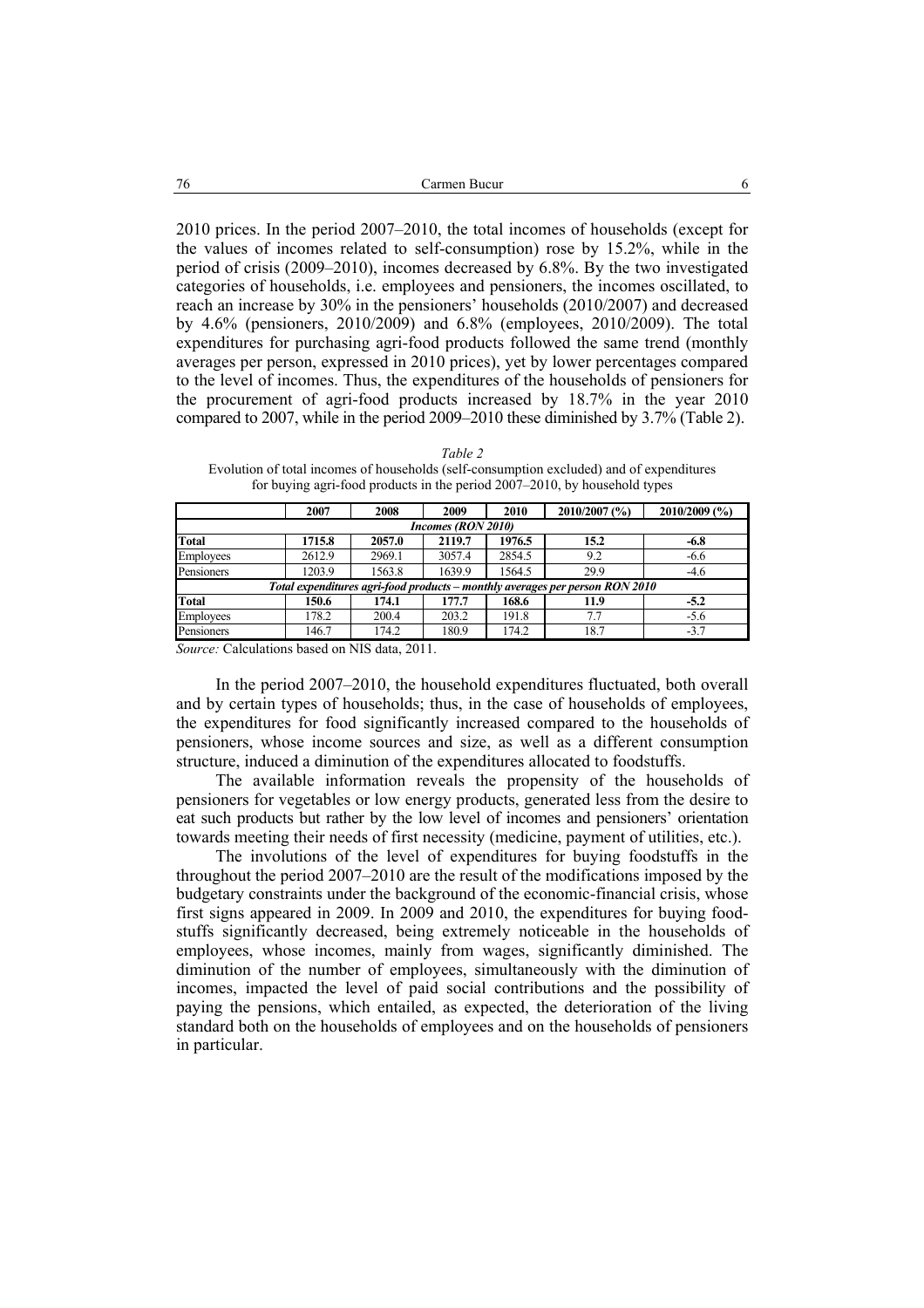2010 prices. In the period 2007–2010, the total incomes of households (except for the values of incomes related to self-consumption) rose by 15.2%, while in the period of crisis (2009–2010), incomes decreased by 6.8%. By the two investigated categories of households, i.e. employees and pensioners, the incomes oscillated, to reach an increase by 30% in the pensioners' households (2010/2007) and decreased by 4.6% (pensioners, 2010/2009) and 6.8% (employees, 2010/2009). The total expenditures for purchasing agri-food products followed the same trend (monthly averages per person, expressed in 2010 prices), yet by lower percentages compared to the level of incomes. Thus, the expenditures of the households of pensioners for the procurement of agri-food products increased by 18.7% in the year 2010 compared to 2007, while in the period 2009–2010 these diminished by 3.7% (Table 2).

*Table 2*

Evolution of total incomes of households (self-consumption excluded) and of expenditures for buying agri-food products in the period 2007–2010, by household types

| | 2007 | 2008 | 2009 | 2010 | 2010/2007 (%) | 2010/2009 (%) |
|---|---|---|---|---|---|---|
| ***Incomes (RON 2010)*** | | | | | | |
| **Total** | **1715.8** | **2057.0** | **2119.7** | **1976.5** | **15.2** | **-6.8** |
| Employees | 2612.9 | 2969.1 | 3057.4 | 2854.5 | 9.2 | -6.6 |
| Pensioners | 1203.9 | 1563.8 | 1639.9 | 1564.5 | 29.9 | -4.6 |
| ***Total expenditures agri-food products – monthly averages per person RON 2010*** | | | | | | |
| **Total** | **150.6** | **174.1** | **177.7** | **168.6** | **11.9** | **-5.2** |
| Employees | 178.2 | 200.4 | 203.2 | 191.8 | 7.7 | -5.6 |
| Pensioners | 146.7 | 174.2 | 180.9 | 174.2 | 18.7 | -3.7 |

*Source:* Calculations based on NIS data, 2011.

In the period 2007–2010, the household expenditures fluctuated, both overall and by certain types of households; thus, in the case of households of employees, the expenditures for food significantly increased compared to the households of pensioners, whose income sources and size, as well as a different consumption structure, induced a diminution of the expenditures allocated to foodstuffs.

The available information reveals the propensity of the households of pensioners for vegetables or low energy products, generated less from the desire to eat such products but rather by the low level of incomes and pensioners' orientation towards meeting their needs of first necessity (medicine, payment of utilities, etc.).

The involutions of the level of expenditures for buying foodstuffs in the throughout the period 2007–2010 are the result of the modifications imposed by the budgetary constraints under the background of the economic-financial crisis, whose first signs appeared in 2009. In 2009 and 2010, the expenditures for buying foodstuffs significantly decreased, being extremely noticeable in the households of employees, whose incomes, mainly from wages, significantly diminished. The diminution of the number of employees, simultaneously with the diminution of incomes, impacted the level of paid social contributions and the possibility of paying the pensions, which entailed, as expected, the deterioration of the living standard both on the households of employees and on the households of pensioners in particular.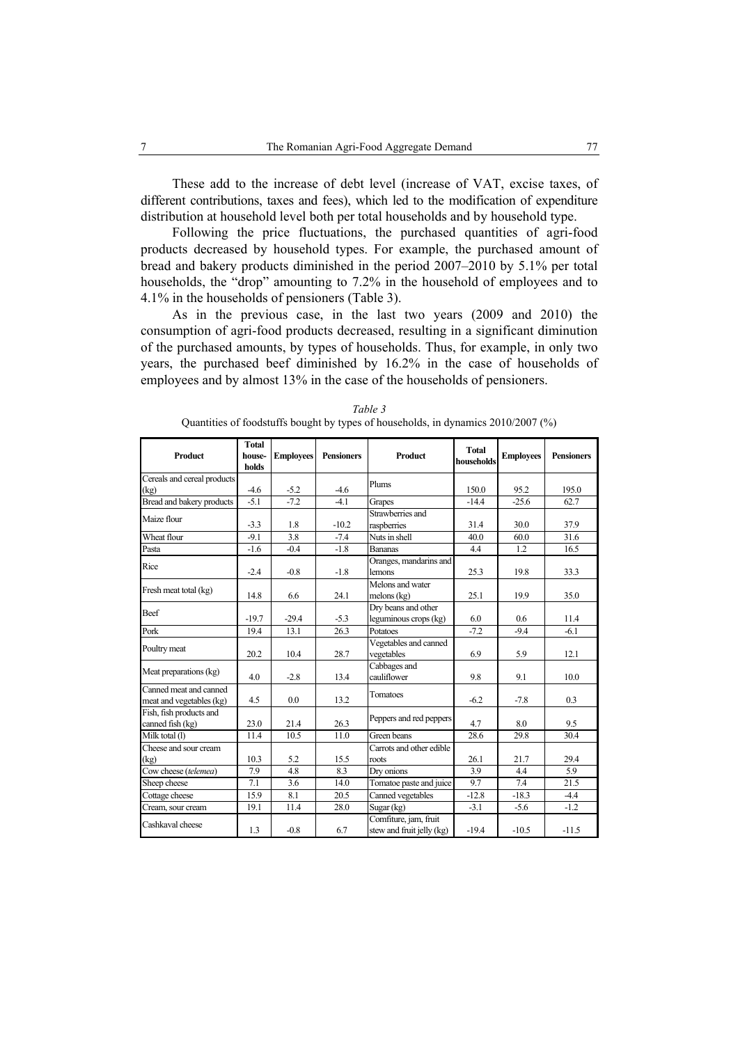These add to the increase of debt level (increase of VAT, excise taxes, of different contributions, taxes and fees), which led to the modification of expenditure distribution at household level both per total households and by household type.

Following the price fluctuations, the purchased quantities of agri-food products decreased by household types. For example, the purchased amount of bread and bakery products diminished in the period 2007–2010 by 5.1% per total households, the "drop" amounting to 7.2% in the household of employees and to 4.1% in the households of pensioners (Table 3).

As in the previous case, in the last two years (2009 and 2010) the consumption of agri-food products decreased, resulting in a significant diminution of the purchased amounts, by types of households. Thus, for example, in only two years, the purchased beef diminished by 16.2% in the case of households of employees and by almost 13% in the case of the households of pensioners.

*Table 3*

Quantities of foodstuffs bought by types of households, in dynamics 2010/2007 (%)

| Product | Total households | Employees | Pensioners | Product | Total households | Employees | Pensioners |
|---|---|---|---|---|---|---|---|
| Cereals and cereal products (kg) | -4.6 | -5.2 | -4.6 | Plums | 150.0 | 95.2 | 195.0 |
| Bread and bakery products | -5.1 | -7.2 | -4.1 | Grapes | -14.4 | -25.6 | 62.7 |
| Maize flour | -3.3 | 1.8 | -10.2 | Strawberries and raspberries | 31.4 | 30.0 | 37.9 |
| Wheat flour | -9.1 | 3.8 | -7.4 | Nuts in shell | 40.0 | 60.0 | 31.6 |
| Pasta | -1.6 | -0.4 | -1.8 | Bananas | 4.4 | 1.2 | 16.5 |
| Rice | -2.4 | -0.8 | -1.8 | Oranges, mandarins and lemons | 25.3 | 19.8 | 33.3 |
| Fresh meat total (kg) | 14.8 | 6.6 | 24.1 | Melons and water melons (kg) | 25.1 | 19.9 | 35.0 |
| Beef | -19.7 | -29.4 | -5.3 | Dry beans and other leguminous crops (kg) | 6.0 | 0.6 | 11.4 |
| Pork | 19.4 | 13.1 | 26.3 | Potatoes | -7.2 | -9.4 | -6.1 |
| Poultry meat | 20.2 | 10.4 | 28.7 | Vegetables and canned vegetables | 6.9 | 5.9 | 12.1 |
| Meat preparations (kg) | 4.0 | -2.8 | 13.4 | Cabbages and cauliflower | 9.8 | 9.1 | 10.0 |
| Canned meat and canned meat and vegetables (kg) | 4.5 | 0.0 | 13.2 | Tomatoes | -6.2 | -7.8 | 0.3 |
| Fish, fish products and canned fish (kg) | 23.0 | 21.4 | 26.3 | Peppers and red peppers | 4.7 | 8.0 | 9.5 |
| Milk total (l) | 11.4 | 10.5 | 11.0 | Green beans | 28.6 | 29.8 | 30.4 |
| Cheese and sour cream (kg) | 10.3 | 5.2 | 15.5 | Carrots and other edible roots | 26.1 | 21.7 | 29.4 |
| Cow cheese (*telemea*) | 7.9 | 4.8 | 8.3 | Dry onions | 3.9 | 4.4 | 5.9 |
| Sheep cheese | 7.1 | 3.6 | 14.0 | Tomatoe paste and juice | 9.7 | 7.4 | 21.5 |
| Cottage cheese | 15.9 | 8.1 | 20.5 | Canned vegetables | -12.8 | -18.3 | -4.4 |
| Cream, sour cream | 19.1 | 11.4 | 28.0 | Sugar (kg) | -3.1 | -5.6 | -1.2 |
| Cashkaval cheese | 1.3 | -0.8 | 6.7 | Comfiture, jam, fruit stew and fruit jelly (kg) | -19.4 | -10.5 | -11.5 |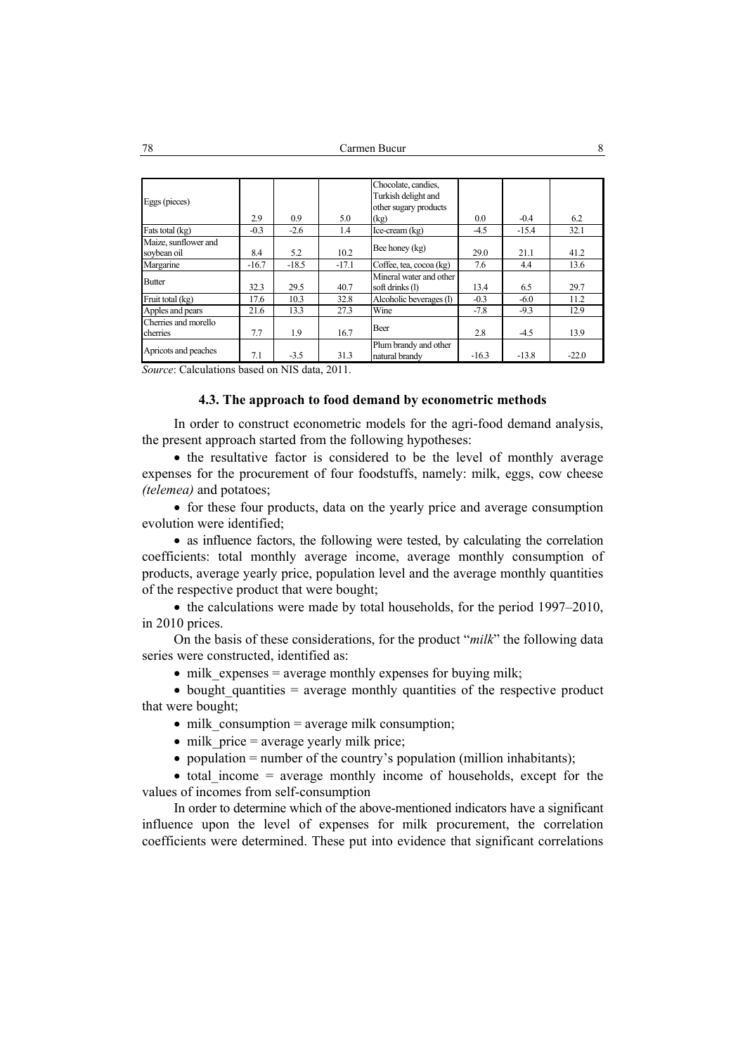| Eggs (pieces) | 2.9 | 0.9 | 5.0 | Chocolate, candies, Turkish delight and other sugary products (kg) | 0.0 | -0.4 | 6.2 |
|---|---|---|---|---|---|---|---|
| Fats total (kg) | -0.3 | -2.6 | 1.4 | Ice-cream (kg) | -4.5 | -15.4 | 32.1 |
| Maize, sunflower and soybean oil | 8.4 | 5.2 | 10.2 | Bee honey (kg) | 29.0 | 21.1 | 41.2 |
| Margarine | -16.7 | -18.5 | -17.1 | Coffee, tea, cocoa (kg) | 7.6 | 4.4 | 13.6 |
| Butter | 32.3 | 29.5 | 40.7 | Mineral water and other soft drinks (l) | 13.4 | 6.5 | 29.7 |
| Fruit total (kg) | 17.6 | 10.3 | 32.8 | Alcoholic beverages (l) | -0.3 | -6.0 | 11.2 |
| Apples and pears | 21.6 | 13.3 | 27.3 | Wine | -7.8 | -9.3 | 12.9 |
| Cherries and morello cherries | 7.7 | 1.9 | 16.7 | Beer | 2.8 | -4.5 | 13.9 |
| Apricots and peaches | 7.1 | -3.5 | 31.3 | Plum brandy and other natural brandy | -16.3 | -13.8 | -22.0 |

*Source*: Calculations based on NIS data, 2011.

### 4.3. The approach to food demand by econometric methods

In order to construct econometric models for the agri-food demand analysis, the present approach started from the following hypotheses:

- the resultative factor is considered to be the level of monthly average expenses for the procurement of four foodstuffs, namely: milk, eggs, cow cheese *(telemea)* and potatoes;
- for these four products, data on the yearly price and average consumption evolution were identified;
- as influence factors, the following were tested, by calculating the correlation coefficients: total monthly average income, average monthly consumption of products, average yearly price, population level and the average monthly quantities of the respective product that were bought;
- the calculations were made by total households, for the period 1997–2010, in 2010 prices.

On the basis of these considerations, for the product "*milk*" the following data series were constructed, identified as:

- milk_expenses = average monthly expenses for buying milk;
- bought_quantities = average monthly quantities of the respective product that were bought;
- milk_consumption = average milk consumption;
- milk_price = average yearly milk price;
- population = number of the country's population (million inhabitants);
- total_income = average monthly income of households, except for the values of incomes from self-consumption

In order to determine which of the above-mentioned indicators have a significant influence upon the level of expenses for milk procurement, the correlation coefficients were determined. These put into evidence that significant correlations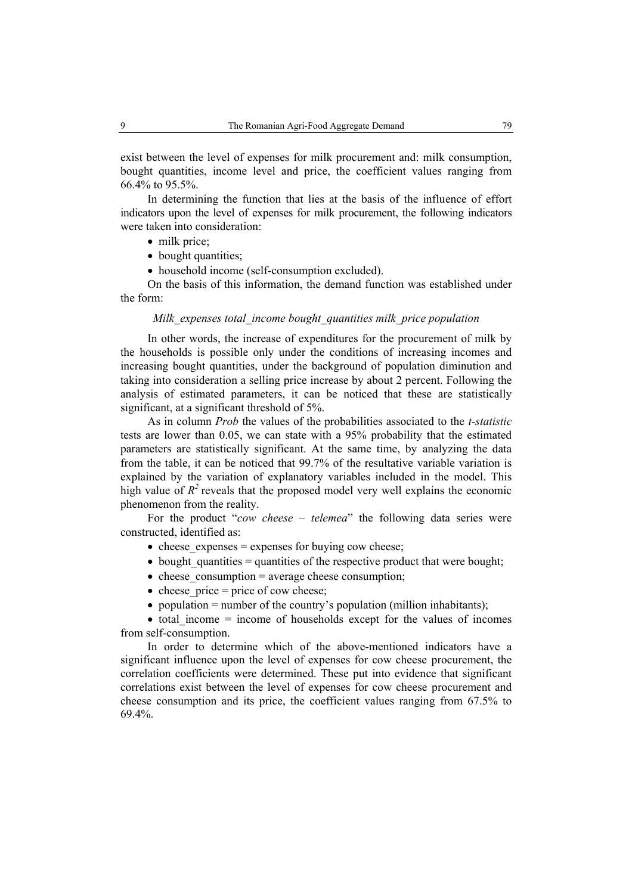exist between the level of expenses for milk procurement and: milk consumption, bought quantities, income level and price, the coefficient values ranging from 66.4% to 95.5%.

In determining the function that lies at the basis of the influence of effort indicators upon the level of expenses for milk procurement, the following indicators were taken into consideration:

- milk price;
- bought quantities;
- household income (self-consumption excluded).

On the basis of this information, the demand function was established under the form:

*Milk_expenses total_income bought_quantities milk_price population*

In other words, the increase of expenditures for the procurement of milk by the households is possible only under the conditions of increasing incomes and increasing bought quantities, under the background of population diminution and taking into consideration a selling price increase by about 2 percent. Following the analysis of estimated parameters, it can be noticed that these are statistically significant, at a significant threshold of 5%.

As in column *Prob* the values of the probabilities associated to the *t-statistic* tests are lower than 0.05, we can state with a 95% probability that the estimated parameters are statistically significant. At the same time, by analyzing the data from the table, it can be noticed that 99.7% of the resultative variable variation is explained by the variation of explanatory variables included in the model. This high value of $R^2$ reveals that the proposed model very well explains the economic phenomenon from the reality.

For the product "*cow cheese – telemea*" the following data series were constructed, identified as:

- cheese_expenses = expenses for buying cow cheese;
- bought_quantities = quantities of the respective product that were bought;
- cheese_consumption = average cheese consumption;
- cheese_price = price of cow cheese;
- population = number of the country's population (million inhabitants);
- total_income = income of households except for the values of incomes from self-consumption.

In order to determine which of the above-mentioned indicators have a significant influence upon the level of expenses for cow cheese procurement, the correlation coefficients were determined. These put into evidence that significant correlations exist between the level of expenses for cow cheese procurement and cheese consumption and its price, the coefficient values ranging from 67.5% to 69.4%.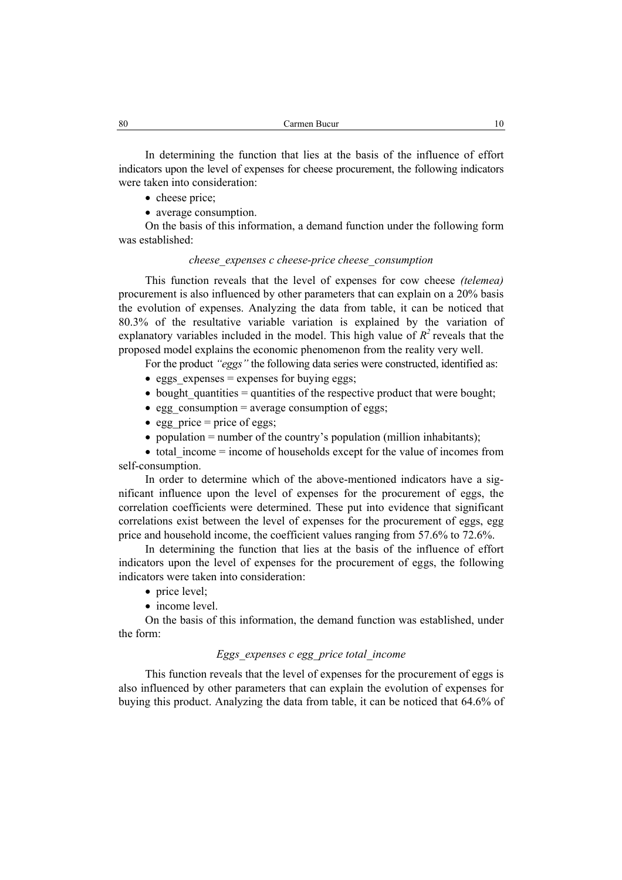In determining the function that lies at the basis of the influence of effort indicators upon the level of expenses for cheese procurement, the following indicators were taken into consideration:

- cheese price;
- average consumption.

On the basis of this information, a demand function under the following form was established:

*cheese_expenses c cheese-price cheese_consumption*

This function reveals that the level of expenses for cow cheese *(telemea)* procurement is also influenced by other parameters that can explain on a 20% basis the evolution of expenses. Analyzing the data from table, it can be noticed that 80.3% of the resultative variable variation is explained by the variation of explanatory variables included in the model. This high value of $R^2$ reveals that the proposed model explains the economic phenomenon from the reality very well.

For the product *"eggs"* the following data series were constructed, identified as:

- eggs_expenses = expenses for buying eggs;
- bought_quantities = quantities of the respective product that were bought;
- egg_consumption = average consumption of eggs;
- egg_price = price of eggs;
- population = number of the country's population (million inhabitants);
- total_income = income of households except for the value of incomes from self-consumption.

In order to determine which of the above-mentioned indicators have a significant influence upon the level of expenses for the procurement of eggs, the correlation coefficients were determined. These put into evidence that significant correlations exist between the level of expenses for the procurement of eggs, egg price and household income, the coefficient values ranging from 57.6% to 72.6%.

In determining the function that lies at the basis of the influence of effort indicators upon the level of expenses for the procurement of eggs, the following indicators were taken into consideration:

- price level;
- income level.

On the basis of this information, the demand function was established, under the form:

*Eggs_expenses c egg_price total_income*

This function reveals that the level of expenses for the procurement of eggs is also influenced by other parameters that can explain the evolution of expenses for buying this product. Analyzing the data from table, it can be noticed that 64.6% of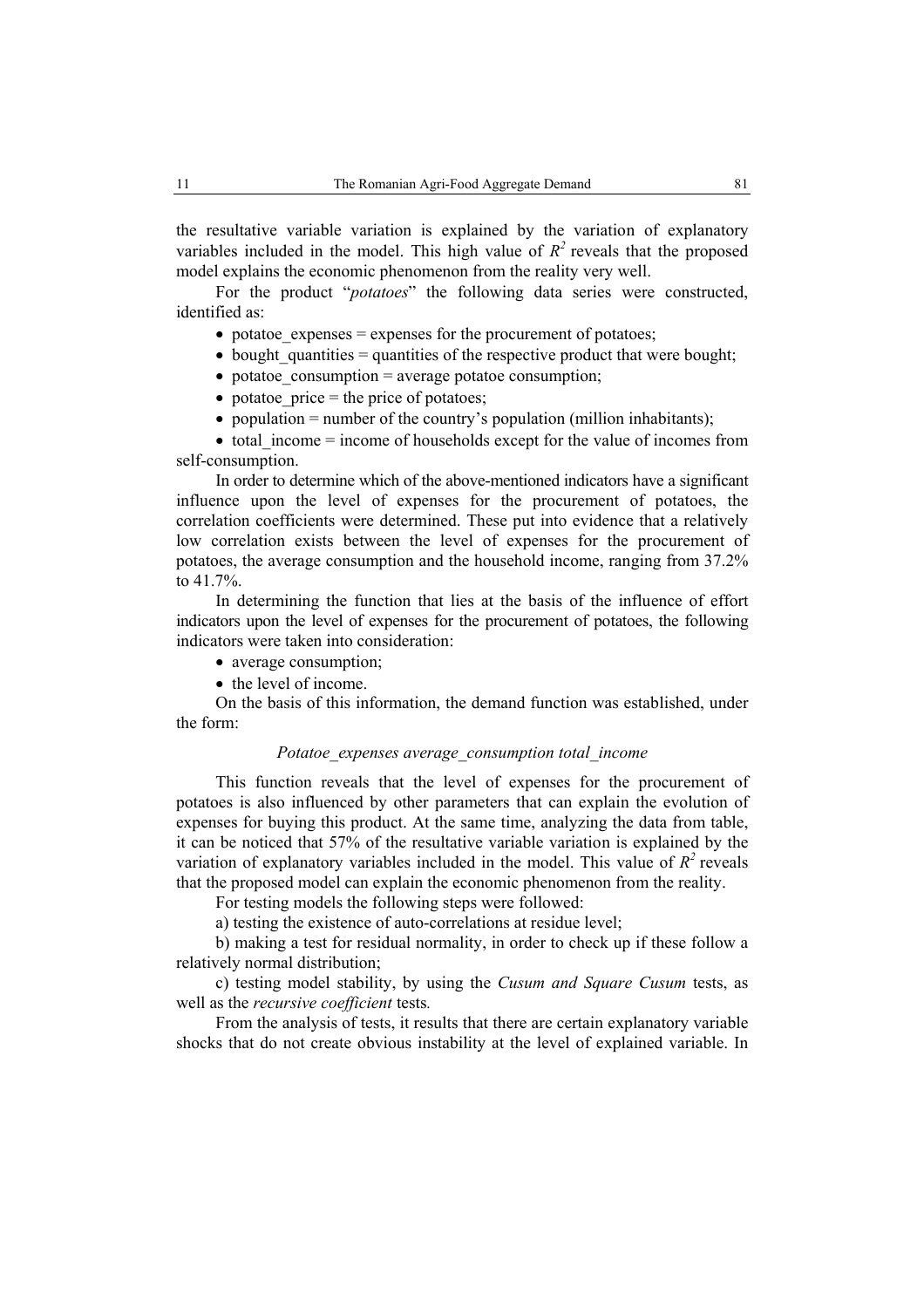the resultative variable variation is explained by the variation of explanatory variables included in the model. This high value of $R^2$ reveals that the proposed model explains the economic phenomenon from the reality very well.

For the product "*potatoes*" the following data series were constructed, identified as:

- potatoe_expenses = expenses for the procurement of potatoes;
- bought_quantities = quantities of the respective product that were bought;
- potatoe_consumption = average potatoe consumption;
- potatoe_price = the price of potatoes;
- population = number of the country's population (million inhabitants);
- total_income = income of households except for the value of incomes from self-consumption.

In order to determine which of the above-mentioned indicators have a significant influence upon the level of expenses for the procurement of potatoes, the correlation coefficients were determined. These put into evidence that a relatively low correlation exists between the level of expenses for the procurement of potatoes, the average consumption and the household income, ranging from 37.2% to 41.7%.

In determining the function that lies at the basis of the influence of effort indicators upon the level of expenses for the procurement of potatoes, the following indicators were taken into consideration:

- average consumption;
- the level of income.

On the basis of this information, the demand function was established, under the form:

*Potatoe_expenses average_consumption total_income*

This function reveals that the level of expenses for the procurement of potatoes is also influenced by other parameters that can explain the evolution of expenses for buying this product. At the same time, analyzing the data from table, it can be noticed that 57% of the resultative variable variation is explained by the variation of explanatory variables included in the model. This value of $R^2$ reveals that the proposed model can explain the economic phenomenon from the reality.

For testing models the following steps were followed:

a) testing the existence of auto-correlations at residue level;

b) making a test for residual normality, in order to check up if these follow a relatively normal distribution;

c) testing model stability, by using the *Cusum and Square Cusum* tests, as well as the *recursive coefficient* tests.

From the analysis of tests, it results that there are certain explanatory variable shocks that do not create obvious instability at the level of explained variable. In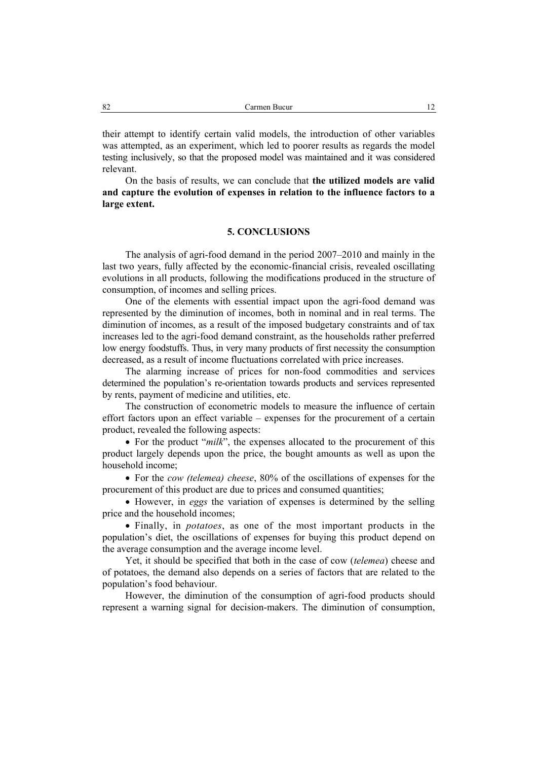their attempt to identify certain valid models, the introduction of other variables was attempted, as an experiment, which led to poorer results as regards the model testing inclusively, so that the proposed model was maintained and it was considered relevant.

On the basis of results, we can conclude that **the utilized models are valid and capture the evolution of expenses in relation to the influence factors to a large extent.**

## 5. CONCLUSIONS

The analysis of agri-food demand in the period 2007–2010 and mainly in the last two years, fully affected by the economic-financial crisis, revealed oscillating evolutions in all products, following the modifications produced in the structure of consumption, of incomes and selling prices.

One of the elements with essential impact upon the agri-food demand was represented by the diminution of incomes, both in nominal and in real terms. The diminution of incomes, as a result of the imposed budgetary constraints and of tax increases led to the agri-food demand constraint, as the households rather preferred low energy foodstuffs. Thus, in very many products of first necessity the consumption decreased, as a result of income fluctuations correlated with price increases.

The alarming increase of prices for non-food commodities and services determined the population's re-orientation towards products and services represented by rents, payment of medicine and utilities, etc.

The construction of econometric models to measure the influence of certain effort factors upon an effect variable – expenses for the procurement of a certain product, revealed the following aspects:

- For the product "*milk*", the expenses allocated to the procurement of this product largely depends upon the price, the bought amounts as well as upon the household income;
- For the *cow (telemea) cheese*, 80% of the oscillations of expenses for the procurement of this product are due to prices and consumed quantities;
- However, in *eggs* the variation of expenses is determined by the selling price and the household incomes;
- Finally, in *potatoes*, as one of the most important products in the population's diet, the oscillations of expenses for buying this product depend on the average consumption and the average income level.

Yet, it should be specified that both in the case of cow (*telemea*) cheese and of potatoes, the demand also depends on a series of factors that are related to the population's food behaviour.

However, the diminution of the consumption of agri-food products should represent a warning signal for decision-makers. The diminution of consumption,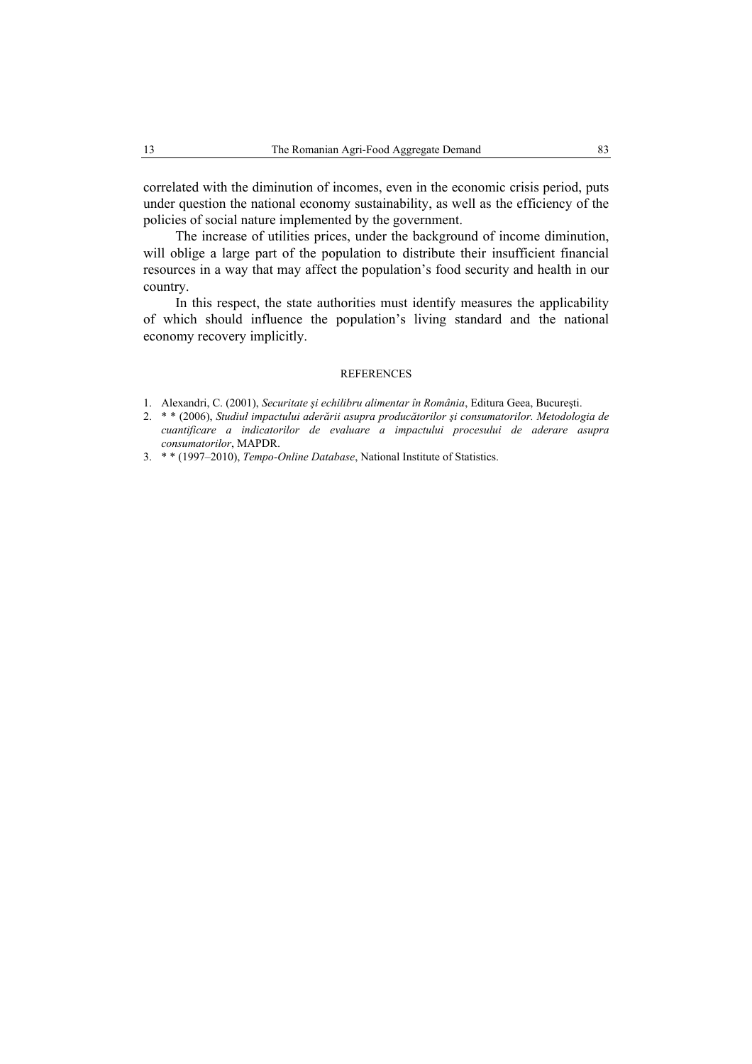correlated with the diminution of incomes, even in the economic crisis period, puts under question the national economy sustainability, as well as the efficiency of the policies of social nature implemented by the government.

The increase of utilities prices, under the background of income diminution, will oblige a large part of the population to distribute their insufficient financial resources in a way that may affect the population's food security and health in our country.

In this respect, the state authorities must identify measures the applicability of which should influence the population's living standard and the national economy recovery implicitly.

## REFERENCES

1. Alexandri, C. (2001), *Securitate şi echilibru alimentar în România*, Editura Geea, Bucureşti.
2. * * (2006), *Studiul impactului aderării asupra producătorilor şi consumatorilor. Metodologia de cuantificare a indicatorilor de evaluare a impactului procesului de aderare asupra consumatorilor*, MAPDR.
3. * * (1997–2010), *Tempo-Online Database*, National Institute of Statistics.